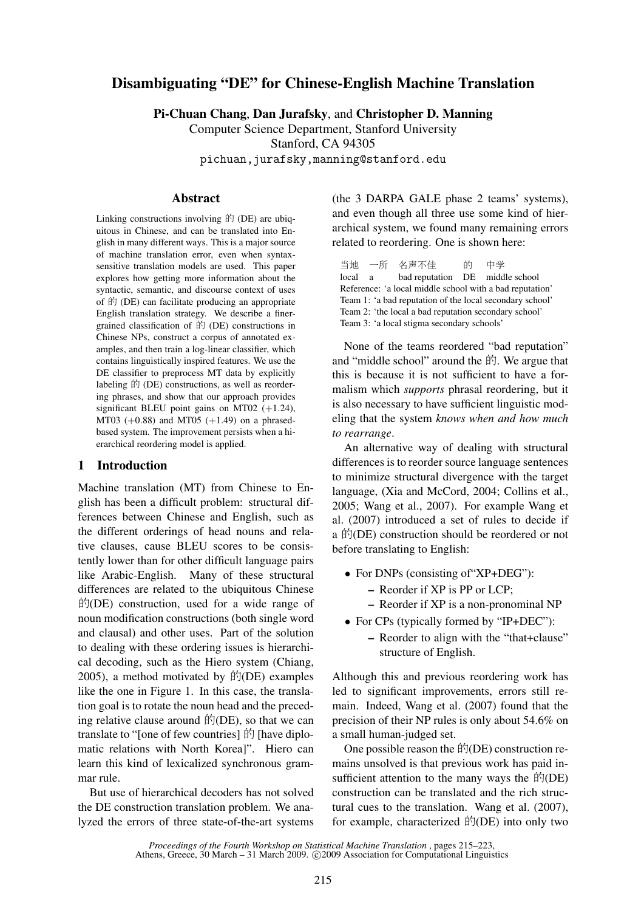# Disambiguating "DE" for Chinese-English Machine Translation

**Pi-Chuan Chang**, **Dan Jurafsky**, and **Christopher D. Manning**
Computer Science Department, Stanford University
Stanford, CA 94305
`pichuan,jurafsky,manning@stanford.edu`

## Abstract

Linking constructions involving 的 (DE) are ubiquitous in Chinese, and can be translated into English in many different ways. This is a major source of machine translation error, even when syntax-sensitive translation models are used. This paper explores how getting more information about the syntactic, semantic, and discourse context of uses of 的 (DE) can facilitate producing an appropriate English translation strategy. We describe a finer-grained classification of 的 (DE) constructions in Chinese NPs, construct a corpus of annotated examples, and then train a log-linear classifier, which contains linguistically inspired features. We use the DE classifier to preprocess MT data by explicitly labeling 的 (DE) constructions, as well as reordering phrases, and show that our approach provides significant BLEU point gains on MT02 (+1.24), MT03 (+0.88) and MT05 (+1.49) on a phrased-based system. The improvement persists when a hierarchical reordering model is applied.

## 1 Introduction

Machine translation (MT) from Chinese to English has been a difficult problem: structural differences between Chinese and English, such as the different orderings of head nouns and relative clauses, cause BLEU scores to be consistently lower than for other difficult language pairs like Arabic-English. Many of these structural differences are related to the ubiquitous Chinese 的(DE) construction, used for a wide range of noun modification constructions (both single word and clausal) and other uses. Part of the solution to dealing with these ordering issues is hierarchical decoding, such as the Hiero system (Chiang, 2005), a method motivated by 的(DE) examples like the one in Figure 1. In this case, the translation goal is to rotate the noun head and the preceding relative clause around 的(DE), so that we can translate to "[one of few countries] 的 [have diplomatic relations with North Korea]". Hiero can learn this kind of lexicalized synchronous grammar rule.

But use of hierarchical decoders has not solved the DE construction translation problem. We analyzed the errors of three state-of-the-art systems (the 3 DARPA GALE phase 2 teams' systems), and even though all three use some kind of hierarchical system, we found many remaining errors related to reordering. One is shown here:

| 当地 | 一所 | 名声不佳 | 的 | 中学 |
|---|---|---|---|---|
| local | a | bad reputation | DE | middle school |

Reference: 'a local middle school with a bad reputation'
Team 1: 'a bad reputation of the local secondary school'
Team 2: 'the local a bad reputation secondary school'
Team 3: 'a local stigma secondary schools'

None of the teams reordered "bad reputation" and "middle school" around the 的. We argue that this is because it is not sufficient to have a formalism which *supports* phrasal reordering, but it is also necessary to have sufficient linguistic modeling that the system *knows when and how much to rearrange*.

An alternative way of dealing with structural differences is to reorder source language sentences to minimize structural divergence with the target language, (Xia and McCord, 2004; Collins et al., 2005; Wang et al., 2007). For example Wang et al. (2007) introduced a set of rules to decide if a 的(DE) construction should be reordered or not before translating to English:

- For DNPs (consisting of"XP+DEG"):
  - Reorder if XP is PP or LCP;
  - Reorder if XP is a non-pronominal NP
- For CPs (typically formed by "IP+DEC"):
  - Reorder to align with the "that+clause" structure of English.

Although this and previous reordering work has led to significant improvements, errors still remain. Indeed, Wang et al. (2007) found that the precision of their NP rules is only about 54.6% on a small human-judged set.

One possible reason the 的(DE) construction remains unsolved is that previous work has paid insufficient attention to the many ways the 的(DE) construction can be translated and the rich structural cues to the translation. Wang et al. (2007), for example, characterized 的(DE) into only two

*Proceedings of the Fourth Workshop on Statistical Machine Translation*, pages 215–223, Athens, Greece, 30 March – 31 March 2009. ©2009 Association for Computational Linguistics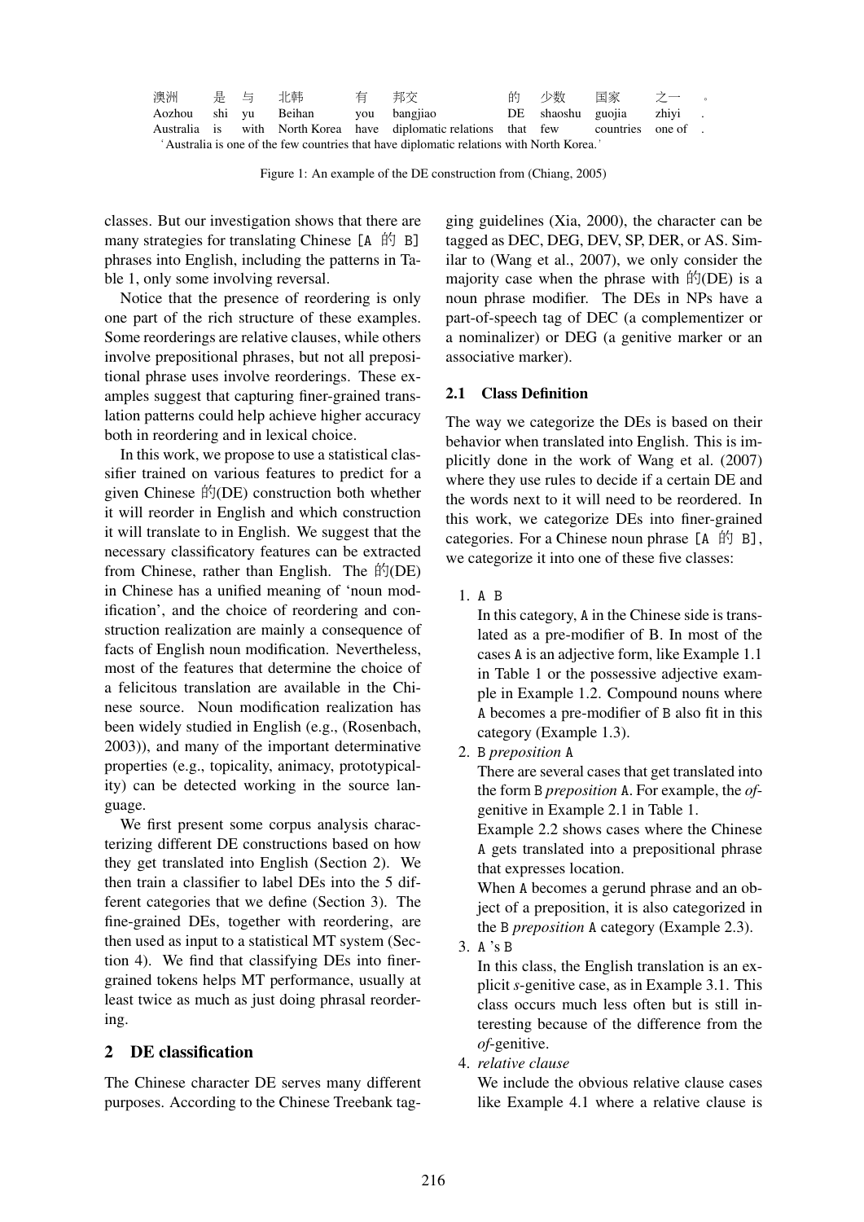| 澳洲 | 是 | 与 | 北韩 | 有 | 邦交 | 的 | 少数 | 国家 | 之一 | 。 |
|---|---|---|---|---|---|---|---|---|---|---|
| Aozhou | shi | yu | Beihan | you | bangjiao | DE | shaoshu | guojia | zhiyi | . |
| Australia | is | with | North Korea | have | diplomatic relations | that | few | countries | one of | . |

'Australia is one of the few countries that have diplomatic relations with North Korea.'

Figure 1: An example of the DE construction from (Chiang, 2005)

classes. But our investigation shows that there are many strategies for translating Chinese `[A 的 B]` phrases into English, including the patterns in Table 1, only some involving reversal.

Notice that the presence of reordering is only one part of the rich structure of these examples. Some reorderings are relative clauses, while others involve prepositional phrases, but not all prepositional phrase uses involve reorderings. These examples suggest that capturing finer-grained translation patterns could help achieve higher accuracy both in reordering and in lexical choice.

In this work, we propose to use a statistical classifier trained on various features to predict for a given Chinese 的(DE) construction both whether it will reorder in English and which construction it will translate to in English. We suggest that the necessary classificatory features can be extracted from Chinese, rather than English. The 的(DE) in Chinese has a unified meaning of 'noun modification', and the choice of reordering and construction realization are mainly a consequence of facts of English noun modification. Nevertheless, most of the features that determine the choice of a felicitous translation are available in the Chinese source. Noun modification realization has been widely studied in English (e.g., (Rosenbach, 2003)), and many of the important determinative properties (e.g., topicality, animacy, prototypicality) can be detected working in the source language.

We first present some corpus analysis characterizing different DE constructions based on how they get translated into English (Section 2). We then train a classifier to label DEs into the 5 different categories that we define (Section 3). The fine-grained DEs, together with reordering, are then used as input to a statistical MT system (Section 4). We find that classifying DEs into finer-grained tokens helps MT performance, usually at least twice as much as just doing phrasal reordering.

## 2 DE classification

The Chinese character DE serves many different purposes. According to the Chinese Treebank tagging guidelines (Xia, 2000), the character can be tagged as DEC, DEG, DEV, SP, DER, or AS. Similar to (Wang et al., 2007), we only consider the majority case when the phrase with 的(DE) is a noun phrase modifier. The DEs in NPs have a part-of-speech tag of DEC (a complementizer or a nominalizer) or DEG (a genitive marker or an associative marker).

### 2.1 Class Definition

The way we categorize the DEs is based on their behavior when translated into English. This is implicitly done in the work of Wang et al. (2007) where they use rules to decide if a certain DE and the words next to it will need to be reordered. In this work, we categorize DEs into finer-grained categories. For a Chinese noun phrase `[A 的 B]`, we categorize it into one of these five classes:

1. `A B`
   In this category, `A` in the Chinese side is translated as a pre-modifier of `B`. In most of the cases `A` is an adjective form, like Example 1.1 in Table 1 or the possessive adjective example in Example 1.2. Compound nouns where `A` becomes a pre-modifier of `B` also fit in this category (Example 1.3).
2. `B` *preposition* `A`
   There are several cases that get translated into the form `B` *preposition* `A`. For example, the *of*-genitive in Example 2.1 in Table 1.
   Example 2.2 shows cases where the Chinese `A` gets translated into a prepositional phrase that expresses location.
   When `A` becomes a gerund phrase and an object of a preposition, it is also categorized in the `B` *preposition* `A` category (Example 2.3).
3. `A 's B`
   In this class, the English translation is an explicit *s*-genitive case, as in Example 3.1. This class occurs much less often but is still interesting because of the difference from the *of*-genitive.
4. *relative clause*
   We include the obvious relative clause cases like Example 4.1 where a relative clause is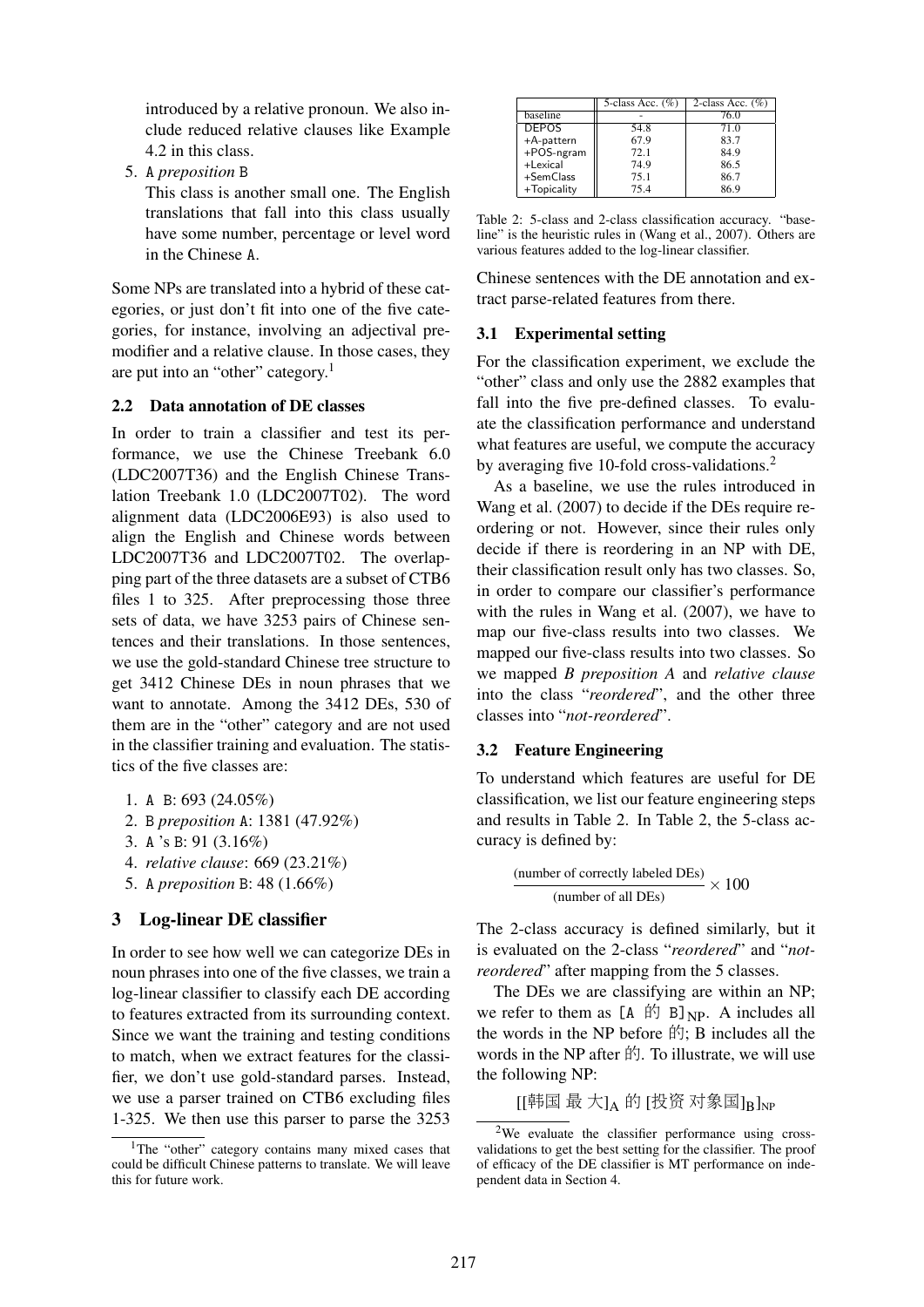introduced by a relative pronoun. We also include reduced relative clauses like Example 4.2 in this class.

5. A *preposition* B

   This class is another small one. The English translations that fall into this class usually have some number, percentage or level word in the Chinese A.

Some NPs are translated into a hybrid of these categories, or just don't fit into one of the five categories, for instance, involving an adjectival premodifier and a relative clause. In those cases, they are put into an "other" category.[1]

### 2.2 Data annotation of DE classes

In order to train a classifier and test its performance, we use the Chinese Treebank 6.0 (LDC2007T36) and the English Chinese Translation Treebank 1.0 (LDC2007T02). The word alignment data (LDC2006E93) is also used to align the English and Chinese words between LDC2007T36 and LDC2007T02. The overlapping part of the three datasets are a subset of CTB6 files 1 to 325. After preprocessing those three sets of data, we have 3253 pairs of Chinese sentences and their translations. In those sentences, we use the gold-standard Chinese tree structure to get 3412 Chinese DEs in noun phrases that we want to annotate. Among the 3412 DEs, 530 of them are in the "other" category and are not used in the classifier training and evaluation. The statistics of the five classes are:

1. A B: 693 (24.05%)
2. B *preposition* A: 1381 (47.92%)
3. A 's B: 91 (3.16%)
4. *relative clause*: 669 (23.21%)
5. A *preposition* B: 48 (1.66%)

## 3 Log-linear DE classifier

In order to see how well we can categorize DEs in noun phrases into one of the five classes, we train a log-linear classifier to classify each DE according to features extracted from its surrounding context. Since we want the training and testing conditions to match, when we extract features for the classifier, we don't use gold-standard parses. Instead, we use a parser trained on CTB6 excluding files 1-325. We then use this parser to parse the 3253 Chinese sentences with the DE annotation and extract parse-related features from there.

[1] The "other" category contains many mixed cases that could be difficult Chinese patterns to translate. We will leave this for future work.

| | 5-class Acc. (%) | 2-class Acc. (%) |
|---|---|---|
| baseline | - | 76.0 |
| DEPOS | 54.8 | 71.0 |
| +A-pattern | 67.9 | 83.7 |
| +POS-ngram | 72.1 | 84.9 |
| +Lexical | 74.9 | 86.5 |
| +SemClass | 75.1 | 86.7 |
| +Topicality | 75.4 | 86.9 |

Table 2: 5-class and 2-class classification accuracy. "baseline" is the heuristic rules in (Wang et al., 2007). Others are various features added to the log-linear classifier.

### 3.1 Experimental setting

For the classification experiment, we exclude the "other" class and only use the 2882 examples that fall into the five pre-defined classes. To evaluate the classification performance and understand what features are useful, we compute the accuracy by averaging five 10-fold cross-validations.[2]

As a baseline, we use the rules introduced in Wang et al. (2007) to decide if the DEs require reordering or not. However, since their rules only decide if there is reordering in an NP with DE, their classification result only has two classes. So, in order to compare our classifier's performance with the rules in Wang et al. (2007), we have to map our five-class results into two classes. We mapped our five-class results into two classes. So we mapped *B preposition A* and *relative clause* into the class "*reordered*", and the other three classes into "*not-reordered*".

### 3.2 Feature Engineering

To understand which features are useful for DE classification, we list our feature engineering steps and results in Table 2. In Table 2, the 5-class accuracy is defined by:

$$\frac{\text{(number of correctly labeled DEs)}}{\text{(number of all DEs)}} \times 100$$

The 2-class accuracy is defined similarly, but it is evaluated on the 2-class "*reordered*" and "*not-reordered*" after mapping from the 5 classes.

The DEs we are classifying are within an NP; we refer to them as $[\text{A 的 B}]_{\text{NP}}$. A includes all the words in the NP before 的; B includes all the words in the NP after 的. To illustrate, we will use the following NP:

$$[[\text{韩国 最 大}]_{\text{A}} \text{ 的 } [\text{投资 对象国}]_{\text{B}}]_{\text{NP}}$$

[2] We evaluate the classifier performance using cross-validations to get the best setting for the classifier. The proof of efficacy of the DE classifier is MT performance on independent data in Section 4.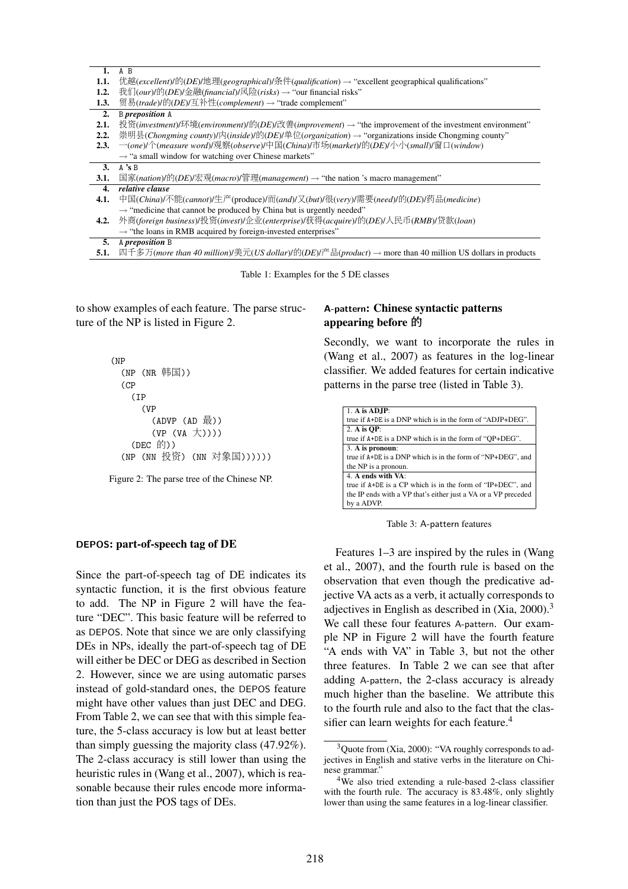| | |
|---|---|
| **1.** | A B |
| **1.1.** | 优越(*excellent*)/的(*DE*)/地理(*geographical*)/条件(*qualification*) → "excellent geographical qualifications" |
| **1.2.** | 我们(*our*)/的(*DE*)/金融(*financial*)/风险(*risks*) → "our financial risks" |
| **1.3.** | 贸易(*trade*)/的(*DE*)/互补性(*complement*) → "trade complement" |
| **2.** | B ***preposition*** A |
| **2.1.** | 投资(*investment*)/环境(*environment*)/的(*DE*)/改善(*improvement*) → "the improvement of the investment environment" |
| **2.2.** | 崇明县(*Chongming county*)/内(*inside*)/的(*DE*)/单位(*organization*) → "organizations inside Chongming county" |
| **2.3.** | 一(*one*)/个(*measure word*)/观察(*observe*)/中国(*China*)/市场(*market*)/的(*DE*)/小小(*small*)/窗口(*window*) → "a small window for watching over Chinese markets" |
| **3.** | A **'s** B |
| **3.1.** | 国家(*nation*)/的(*DE*)/宏观(*macro*)/管理(*management*) → "the nation 's macro management" |
| **4.** | ***relative clause*** |
| **4.1.** | 中国(*China*)/不能(*cannot*)/生产(produce)/而(*and*)/又(*but*)/很(*very*)/需要(*need*)/的(*DE*)/药品(*medicine*) → "medicine that cannot be produced by China but is urgently needed" |
| **4.2.** | 外商(*foreign business*)/投资(*invest*)/企业(*enterprise*)/获得(*acquire*)/的(*DE*)/人民币(*RMB*)/贷款(*loan*) → "the loans in RMB acquired by foreign-invested enterprises" |
| **5.** | A ***preposition*** B |
| **5.1.** | 四千多万(*more than 40 million*)/美元(*US dollar*)/的(*DE*)/产品(*product*) → more than 40 million US dollars in products |

Table 1: Examples for the 5 DE classes

to show examples of each feature. The parse structure of the NP is listed in Figure 2.

```
(NP
  (NP (NR 韩国))
  (CP
    (IP
      (VP
        (ADVP (AD 最))
        (VP (VA 大))))
    (DEC 的))
  (NP (NN 投资) (NN 对象国)))))
```

Figure 2: The parse tree of the Chinese NP.

### DEPOS: part-of-speech tag of DE

Since the part-of-speech tag of DE indicates its syntactic function, it is the first obvious feature to add. The NP in Figure 2 will have the feature "DEC". This basic feature will be referred to as DEPOS. Note that since we are only classifying DEs in NPs, ideally the part-of-speech tag of DE will either be DEC or DEG as described in Section 2. However, since we are using automatic parses instead of gold-standard ones, the DEPOS feature might have other values than just DEC and DEG. From Table 2, we can see that with this simple feature, the 5-class accuracy is low but at least better than simply guessing the majority class (47.92%). The 2-class accuracy is still lower than using the heuristic rules in (Wang et al., 2007), which is reasonable because their rules encode more information than just the POS tags of DEs.

### A-pattern: Chinese syntactic patterns appearing before 的

Secondly, we want to incorporate the rules in (Wang et al., 2007) as features in the log-linear classifier. We added features for certain indicative patterns in the parse tree (listed in Table 3).

| |
|---|
| 1. **A is ADJP**: true if A+DE is a DNP which is in the form of "ADJP+DEG". |
| 2. **A is QP**: true if A+DE is a DNP which is in the form of "QP+DEG". |
| 3. **A is pronoun**: true if A+DE is a DNP which is in the form of "NP+DEG", and the NP is a pronoun. |
| 4. **A ends with VA**: true if A+DE is a CP which is in the form of "IP+DEC", and the IP ends with a VP that's either just a VA or a VP preceded by a ADVP. |

Table 3: A-pattern features

Features 1–3 are inspired by the rules in (Wang et al., 2007), and the fourth rule is based on the observation that even though the predicative adjective VA acts as a verb, it actually corresponds to adjectives in English as described in (Xia, 2000).[3] We call these four features A-pattern. Our example NP in Figure 2 will have the fourth feature "A ends with VA" in Table 3, but not the other three features. In Table 2 we can see that after adding A-pattern, the 2-class accuracy is already much higher than the baseline. We attribute this to the fourth rule and also to the fact that the classifier can learn weights for each feature.[4]

[3] Quote from (Xia, 2000): "VA roughly corresponds to adjectives in English and stative verbs in the literature on Chinese grammar."

[4] We also tried extending a rule-based 2-class classifier with the fourth rule. The accuracy is 83.48%, only slightly lower than using the same features in a log-linear classifier.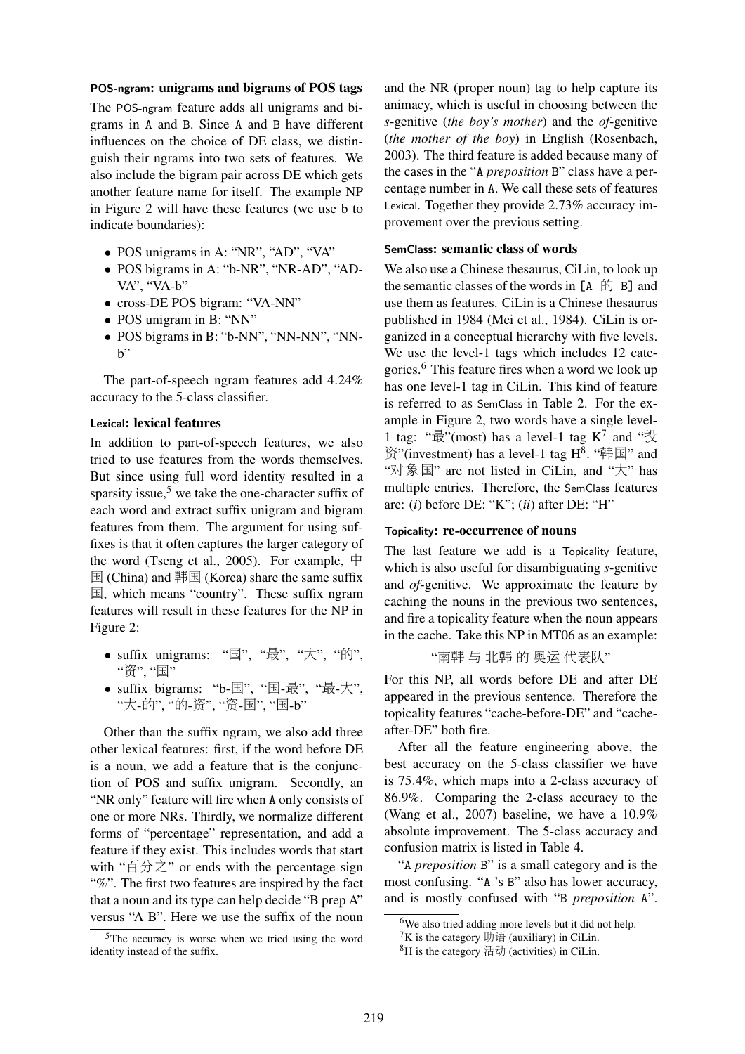**POS-ngram: unigrams and bigrams of POS tags**

The POS-ngram feature adds all unigrams and bigrams in A and B. Since A and B have different influences on the choice of DE class, we distinguish their ngrams into two sets of features. We also include the bigram pair across DE which gets another feature name for itself. The example NP in Figure 2 will have these features (we use b to indicate boundaries):

- POS unigrams in A: "NR", "AD", "VA"
- POS bigrams in A: "b-NR", "NR-AD", "AD-VA", "VA-b"
- cross-DE POS bigram: "VA-NN"
- POS unigram in B: "NN"
- POS bigrams in B: "b-NN", "NN-NN", "NN-b"

The part-of-speech ngram features add 4.24% accuracy to the 5-class classifier.

**Lexical: lexical features**

In addition to part-of-speech features, we also tried to use features from the words themselves. But since using full word identity resulted in a sparsity issue,[5] we take the one-character suffix of each word and extract suffix unigram and bigram features from them. The argument for using suffixes is that it often captures the larger category of the word (Tseng et al., 2005). For example, 中国 (China) and 韩国 (Korea) share the same suffix 国, which means "country". These suffix ngram features will result in these features for the NP in Figure 2:

- suffix unigrams: "国", "最", "大", "的", "资", "国"
- suffix bigrams: "b-国", "国-最", "最-大", "大-的", "的-资", "资-国", "国-b"

Other than the suffix ngram, we also add three other lexical features: first, if the word before DE is a noun, we add a feature that is the conjunction of POS and suffix unigram. Secondly, an "NR only" feature will fire when A only consists of one or more NRs. Thirdly, we normalize different forms of "percentage" representation, and add a feature if they exist. This includes words that start with "百分之" or ends with the percentage sign "%". The first two features are inspired by the fact that a noun and its type can help decide "B prep A" versus "A B". Here we use the suffix of the noun and the NR (proper noun) tag to help capture its animacy, which is useful in choosing between the *s*-genitive (*the boy's mother*) and the *of*-genitive (*the mother of the boy*) in English (Rosenbach, 2003). The third feature is added because many of the cases in the "A *preposition* B" class have a percentage number in A. We call these sets of features Lexical. Together they provide 2.73% accuracy improvement over the previous setting.

**SemClass: semantic class of words**

We also use a Chinese thesaurus, CiLin, to look up the semantic classes of the words in [A 的 B] and use them as features. CiLin is a Chinese thesaurus published in 1984 (Mei et al., 1984). CiLin is organized in a conceptual hierarchy with five levels. We use the level-1 tags which includes 12 categories.[6] This feature fires when a word we look up has one level-1 tag in CiLin. This kind of feature is referred to as SemClass in Table 2. For the example in Figure 2, two words have a single level-1 tag: "最"(most) has a level-1 tag K[7] and "投资"(investment) has a level-1 tag H[8]. "韩国" and "对象国" are not listed in CiLin, and "大" has multiple entries. Therefore, the SemClass features are: (*i*) before DE: "K"; (*ii*) after DE: "H"

**Topicality: re-occurrence of nouns**

The last feature we add is a Topicality feature, which is also useful for disambiguating *s*-genitive and *of*-genitive. We approximate the feature by caching the nouns in the previous two sentences, and fire a topicality feature when the noun appears in the cache. Take this NP in MT06 as an example:

"南韩 与 北韩 的 奥运 代表队"

For this NP, all words before DE and after DE appeared in the previous sentence. Therefore the topicality features "cache-before-DE" and "cache-after-DE" both fire.

After all the feature engineering above, the best accuracy on the 5-class classifier we have is 75.4%, which maps into a 2-class accuracy of 86.9%. Comparing the 2-class accuracy to the (Wang et al., 2007) baseline, we have a 10.9% absolute improvement. The 5-class accuracy and confusion matrix is listed in Table 4.

"A *preposition* B" is a small category and is the most confusing. "A 's B" also has lower accuracy, and is mostly confused with "B *preposition* A".

[5] The accuracy is worse when we tried using the word identity instead of the suffix.

[6] We also tried adding more levels but it did not help.

[7] K is the category 助语 (auxiliary) in CiLin.

[8] H is the category 活动 (activities) in CiLin.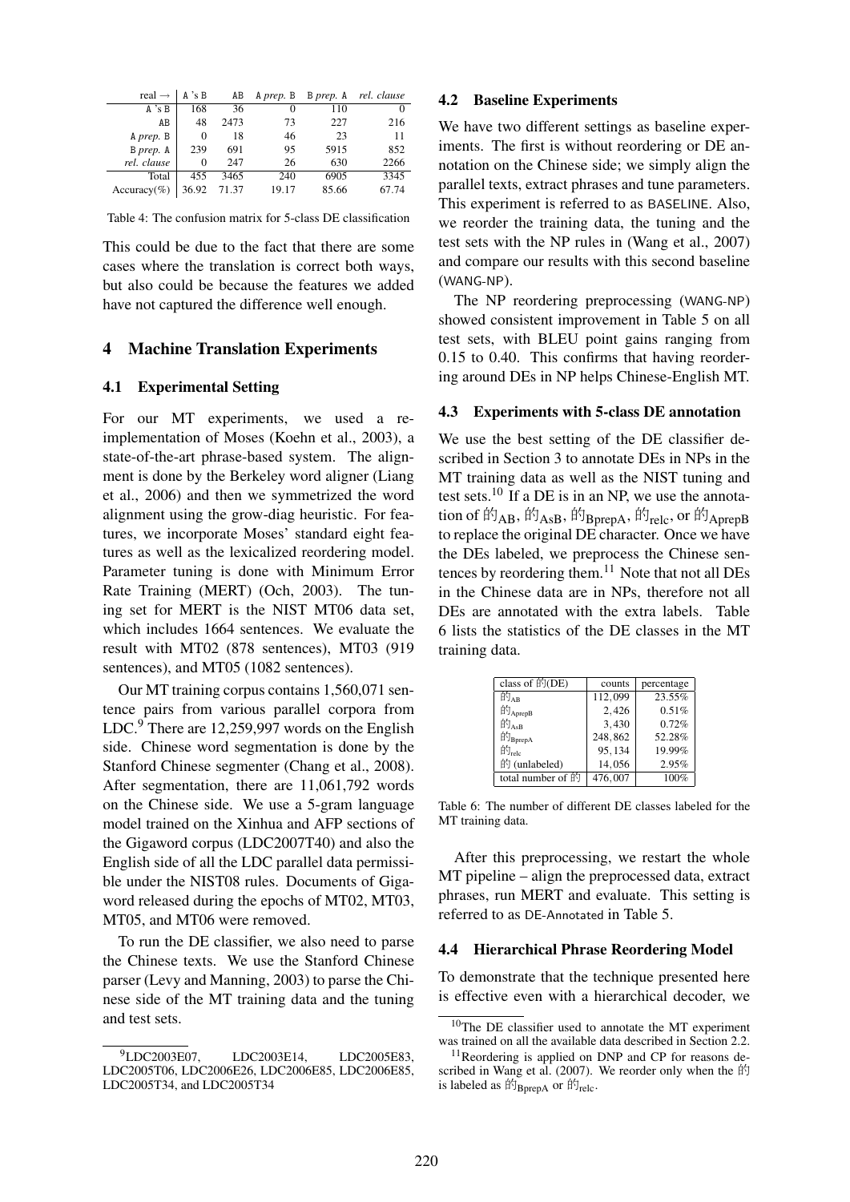| real → | A 's B | AB | A *prep.* B | B *prep.* A | *rel. clause* |
|---|---|---|---|---|---|
| A 's B | 168 | 36 | 0 | 110 | 0 |
| AB | 48 | 2473 | 73 | 227 | 216 |
| A *prep.* B | 0 | 18 | 46 | 23 | 11 |
| B *prep.* A | 239 | 691 | 95 | 5915 | 852 |
| *rel. clause* | 0 | 247 | 26 | 630 | 2266 |
| Total | 455 | 3465 | 240 | 6905 | 3345 |
| Accuracy(%) | 36.92 | 71.37 | 19.17 | 85.66 | 67.74 |

Table 4: The confusion matrix for 5-class DE classification

This could be due to the fact that there are some cases where the translation is correct both ways, but also could be because the features we added have not captured the difference well enough.

## 4 Machine Translation Experiments

### 4.1 Experimental Setting

For our MT experiments, we used a re-implementation of Moses (Koehn et al., 2003), a state-of-the-art phrase-based system. The alignment is done by the Berkeley word aligner (Liang et al., 2006) and then we symmetrized the word alignment using the grow-diag heuristic. For features, we incorporate Moses' standard eight features as well as the lexicalized reordering model. Parameter tuning is done with Minimum Error Rate Training (MERT) (Och, 2003). The tuning set for MERT is the NIST MT06 data set, which includes 1664 sentences. We evaluate the result with MT02 (878 sentences), MT03 (919 sentences), and MT05 (1082 sentences).

Our MT training corpus contains 1,560,071 sentence pairs from various parallel corpora from LDC.[9] There are 12,259,997 words on the English side. Chinese word segmentation is done by the Stanford Chinese segmenter (Chang et al., 2008). After segmentation, there are 11,061,792 words on the Chinese side. We use a 5-gram language model trained on the Xinhua and AFP sections of the Gigaword corpus (LDC2007T40) and also the English side of all the LDC parallel data permissible under the NIST08 rules. Documents of Gigaword released during the epochs of MT02, MT03, MT05, and MT06 were removed.

To run the DE classifier, we also need to parse the Chinese texts. We use the Stanford Chinese parser (Levy and Manning, 2003) to parse the Chinese side of the MT training data and the tuning and test sets.

[9] LDC2003E07, LDC2003E14, LDC2005E83, LDC2005T06, LDC2006E26, LDC2006E85, LDC2006E85, LDC2005T34, and LDC2005T34

### 4.2 Baseline Experiments

We have two different settings as baseline experiments. The first is without reordering or DE annotation on the Chinese side; we simply align the parallel texts, extract phrases and tune parameters. This experiment is referred to as BASELINE. Also, we reorder the training data, the tuning and the test sets with the NP rules in (Wang et al., 2007) and compare our results with this second baseline (WANG-NP).

The NP reordering preprocessing (WANG-NP) showed consistent improvement in Table 5 on all test sets, with BLEU point gains ranging from 0.15 to 0.40. This confirms that having reordering around DEs in NP helps Chinese-English MT.

### 4.3 Experiments with 5-class DE annotation

We use the best setting of the DE classifier described in Section 3 to annotate DEs in NPs in the MT training data as well as the NIST tuning and test sets.[10] If a DE is in an NP, we use the annotation of 的$_{\text{AB}}$, 的$_{\text{AsB}}$, 的$_{\text{BprepA}}$, 的$_{\text{relc}}$, or 的$_{\text{AprepB}}$ to replace the original DE character. Once we have the DEs labeled, we preprocess the Chinese sentences by reordering them.[11] Note that not all DEs in the Chinese data are in NPs, therefore not all DEs are annotated with the extra labels. Table 6 lists the statistics of the DE classes in the MT training data.

| class of 的(DE) | counts | percentage |
|---|---|---|
| 的$_{\text{AB}}$ | 112,099 | 23.55% |
| 的$_{\text{AprepB}}$ | 2,426 | 0.51% |
| 的$_{\text{AsB}}$ | 3,430 | 0.72% |
| 的$_{\text{BprepA}}$ | 248,862 | 52.28% |
| 的$_{\text{relc}}$ | 95,134 | 19.99% |
| 的 (unlabeled) | 14,056 | 2.95% |
| total number of 的 | 476,007 | 100% |

Table 6: The number of different DE classes labeled for the MT training data.

After this preprocessing, we restart the whole MT pipeline – align the preprocessed data, extract phrases, run MERT and evaluate. This setting is referred to as DE-Annotated in Table 5.

### 4.4 Hierarchical Phrase Reordering Model

To demonstrate that the technique presented here is effective even with a hierarchical decoder, we

[10] The DE classifier used to annotate the MT experiment was trained on all the available data described in Section 2.2.

[11] Reordering is applied on DNP and CP for reasons described in Wang et al. (2007). We reorder only when the 的 is labeled as 的$_{\text{BprepA}}$ or 的$_{\text{relc}}$.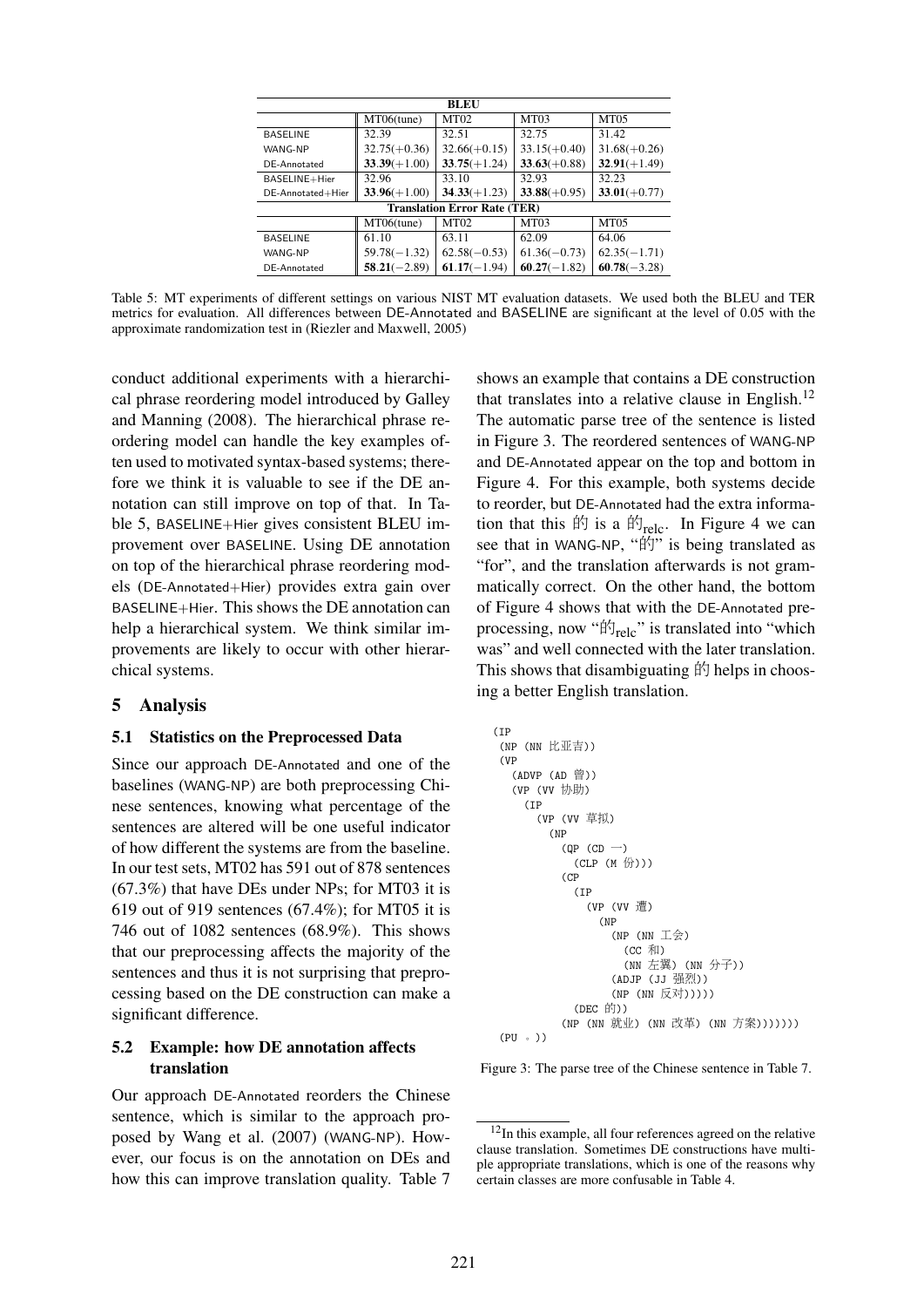| BLEU | | | | |
|---|---|---|---|---|
| | MT06(tune) | MT02 | MT03 | MT05 |
| BASELINE | 32.39 | 32.51 | 32.75 | 31.42 |
| WANG-NP | 32.75(+0.36) | 32.66(+0.15) | 33.15(+0.40) | 31.68(+0.26) |
| DE-Annotated | **33.39**(+1.00) | **33.75**(+1.24) | **33.63**(+0.88) | **32.91**(+1.49) |
| BASELINE+Hier | 32.96 | 33.10 | 32.93 | 32.23 |
| DE-Annotated+Hier | **33.96**(+1.00) | **34.33**(+1.23) | **33.88**(+0.95) | **33.01**(+0.77) |
| **Translation Error Rate (TER)** | | | | |
| | MT06(tune) | MT02 | MT03 | MT05 |
| BASELINE | 61.10 | 63.11 | 62.09 | 64.06 |
| WANG-NP | 59.78(−1.32) | 62.58(−0.53) | 61.36(−0.73) | 62.35(−1.71) |
| DE-Annotated | **58.21**(−2.89) | **61.17**(−1.94) | **60.27**(−1.82) | **60.78**(−3.28) |

Table 5: MT experiments of different settings on various NIST MT evaluation datasets. We used both the BLEU and TER metrics for evaluation. All differences between DE-Annotated and BASELINE are significant at the level of 0.05 with the approximate randomization test in (Riezler and Maxwell, 2005)

conduct additional experiments with a hierarchical phrase reordering model introduced by Galley and Manning (2008). The hierarchical phrase reordering model can handle the key examples often used to motivated syntax-based systems; therefore we think it is valuable to see if the DE annotation can still improve on top of that. In Table 5, BASELINE+Hier gives consistent BLEU improvement over BASELINE. Using DE annotation on top of the hierarchical phrase reordering models (DE-Annotated+Hier) provides extra gain over BASELINE+Hier. This shows the DE annotation can help a hierarchical system. We think similar improvements are likely to occur with other hierarchical systems.

## 5 Analysis

### 5.1 Statistics on the Preprocessed Data

Since our approach DE-Annotated and one of the baselines (WANG-NP) are both preprocessing Chinese sentences, knowing what percentage of the sentences are altered will be one useful indicator of how different the systems are from the baseline. In our test sets, MT02 has 591 out of 878 sentences (67.3%) that have DEs under NPs; for MT03 it is 619 out of 919 sentences (67.4%); for MT05 it is 746 out of 1082 sentences (68.9%). This shows that our preprocessing affects the majority of the sentences and thus it is not surprising that preprocessing based on the DE construction can make a significant difference.

### 5.2 Example: how DE annotation affects translation

Our approach DE-Annotated reorders the Chinese sentence, which is similar to the approach proposed by Wang et al. (2007) (WANG-NP). However, our focus is on the annotation on DEs and how this can improve translation quality. Table 7 shows an example that contains a DE construction that translates into a relative clause in English.[12] The automatic parse tree of the sentence is listed in Figure 3. The reordered sentences of WANG-NP and DE-Annotated appear on the top and bottom in Figure 4. For this example, both systems decide to reorder, but DE-Annotated had the extra information that this 的 is a $的_{relc}$. In Figure 4 we can see that in WANG-NP, "的" is being translated as "for", and the translation afterwards is not grammatically correct. On the other hand, the bottom of Figure 4 shows that with the DE-Annotated preprocessing, now "$的_{relc}$" is translated into "which was" and well connected with the later translation. This shows that disambiguating 的 helps in choosing a better English translation.

```
(IP
  (NP (NN 比亚吉))
  (VP
    (ADVP (AD 曾))
    (VP (VV 协助)
      (IP
        (VP (VV 草拟)
          (NP
            (QP (CD 一)
              (CLP (M 份)))
            (CP
              (IP
                (VP (VV 遭)
                  (NP
                    (NP (NN 工会)
                      (CC 和)
                      (NN 左翼) (NN 分子))
                    (ADJP (JJ 强烈))
                    (NP (NN 反对)))))
              (DEC 的))
            (NP (NN 就业) (NN 改革) (NN 方案)))))))
  (PU 。))
```

Figure 3: The parse tree of the Chinese sentence in Table 7.

[12]In this example, all four references agreed on the relative clause translation. Sometimes DE constructions have multiple appropriate translations, which is one of the reasons why certain classes are more confusable in Table 4.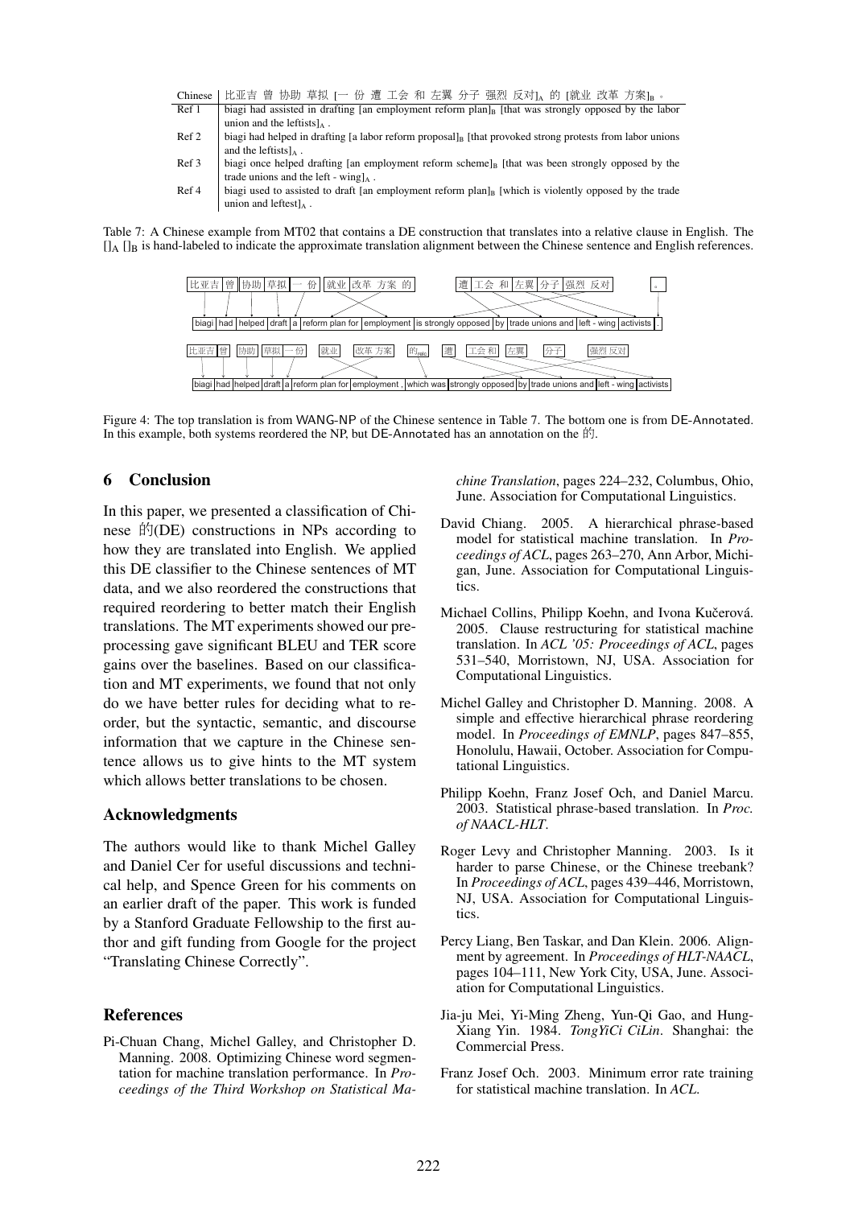| Chinese | 比亚吉 曾 协助 草拟 [一 份 遭 工会 和 左翼 分子 强烈 反对]$_A$ 的 [就业 改革 方案]$_B$ 。 |
|---|---|
| Ref 1 | biagi had assisted in drafting [an employment reform plan]$_B$ [that was strongly opposed by the labor union and the leftists]$_A$ . |
| Ref 2 | biagi had helped in drafting [a labor reform proposal]$_B$ [that provoked strong protests from labor unions and the leftists]$_A$ . |
| Ref 3 | biagi once helped drafting [an employment reform scheme]$_B$ [that was been strongly opposed by the trade unions and the left - wing]$_A$ . |
| Ref 4 | biagi used to assisted to draft [an employment reform plan]$_B$ [which is violently opposed by the trade union and leftest]$_A$ . |

Table 7: A Chinese example from MT02 that contains a DE construction that translates into a relative clause in English. The []$_A$ []$_B$ is hand-labeled to indicate the approximate translation alignment between the Chinese sentence and English references.

比亚吉 | 曾 | 协助 | 草拟 | 一 份 | 就业 改革 方案 的 | 遭 | 工会 和 | 左翼 | 分子 | 强烈 反对 | 。

biagi | had | helped | draft | a | reform plan for | employment | is strongly opposed | by | trade unions and | left - wing | activists | .

比亚吉 | 曾 | 协助 | 草拟 | 一份 | 就业 | 改革 方案 | 的$_{relc}$ | 遭 | 工会 和 | 左翼 | 分子 | 强烈 反对

biagi | had | helped | draft | a | reform plan for | employment | , which was | strongly opposed | by | trade unions and | left - wing | activists

Figure 4: The top translation is from WANG-NP of the Chinese sentence in Table 7. The bottom one is from DE-Annotated. In this example, both systems reordered the NP, but DE-Annotated has an annotation on the 的.

## 6 Conclusion

In this paper, we presented a classification of Chinese 的(DE) constructions in NPs according to how they are translated into English. We applied this DE classifier to the Chinese sentences of MT data, and we also reordered the constructions that required reordering to better match their English translations. The MT experiments showed our preprocessing gave significant BLEU and TER score gains over the baselines. Based on our classification and MT experiments, we found that not only do we have better rules for deciding what to reorder, but the syntactic, semantic, and discourse information that we capture in the Chinese sentence allows us to give hints to the MT system which allows better translations to be chosen.

## Acknowledgments

The authors would like to thank Michel Galley and Daniel Cer for useful discussions and technical help, and Spence Green for his comments on an earlier draft of the paper. This work is funded by a Stanford Graduate Fellowship to the first author and gift funding from Google for the project "Translating Chinese Correctly".

## References

Pi-Chuan Chang, Michel Galley, and Christopher D. Manning. 2008. Optimizing Chinese word segmentation for machine translation performance. In *Proceedings of the Third Workshop on Statistical Machine Translation*, pages 224–232, Columbus, Ohio, June. Association for Computational Linguistics.

David Chiang. 2005. A hierarchical phrase-based model for statistical machine translation. In *Proceedings of ACL*, pages 263–270, Ann Arbor, Michigan, June. Association for Computational Linguistics.

Michael Collins, Philipp Koehn, and Ivona Kučerová. 2005. Clause restructuring for statistical machine translation. In *ACL '05: Proceedings of ACL*, pages 531–540, Morristown, NJ, USA. Association for Computational Linguistics.

Michel Galley and Christopher D. Manning. 2008. A simple and effective hierarchical phrase reordering model. In *Proceedings of EMNLP*, pages 847–855, Honolulu, Hawaii, October. Association for Computational Linguistics.

Philipp Koehn, Franz Josef Och, and Daniel Marcu. 2003. Statistical phrase-based translation. In *Proc. of NAACL-HLT*.

Roger Levy and Christopher Manning. 2003. Is it harder to parse Chinese, or the Chinese treebank? In *Proceedings of ACL*, pages 439–446, Morristown, NJ, USA. Association for Computational Linguistics.

Percy Liang, Ben Taskar, and Dan Klein. 2006. Alignment by agreement. In *Proceedings of HLT-NAACL*, pages 104–111, New York City, USA, June. Association for Computational Linguistics.

Jia-ju Mei, Yi-Ming Zheng, Yun-Qi Gao, and Hung-Xiang Yin. 1984. *TongYiCi CiLin*. Shanghai: the Commercial Press.

Franz Josef Och. 2003. Minimum error rate training for statistical machine translation. In *ACL*.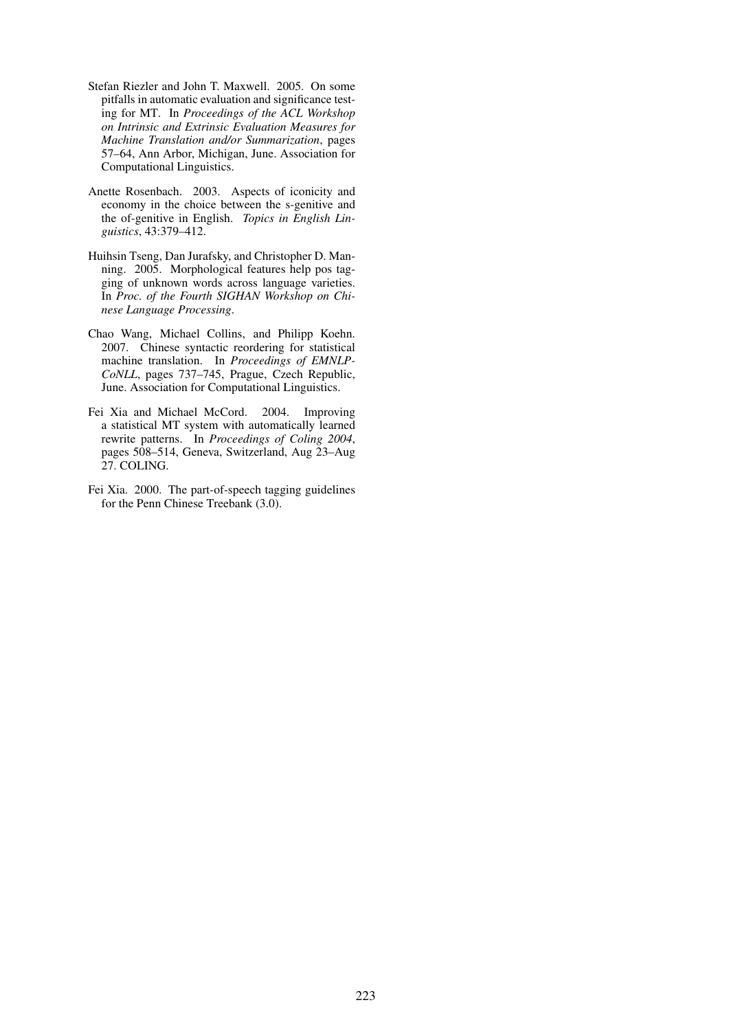Stefan Riezler and John T. Maxwell. 2005. On some pitfalls in automatic evaluation and significance testing for MT. In *Proceedings of the ACL Workshop on Intrinsic and Extrinsic Evaluation Measures for Machine Translation and/or Summarization*, pages 57–64, Ann Arbor, Michigan, June. Association for Computational Linguistics.

Anette Rosenbach. 2003. Aspects of iconicity and economy in the choice between the s-genitive and the of-genitive in English. *Topics in English Linguistics*, 43:379–412.

Huihsin Tseng, Dan Jurafsky, and Christopher D. Manning. 2005. Morphological features help pos tagging of unknown words across language varieties. In *Proc. of the Fourth SIGHAN Workshop on Chinese Language Processing*.

Chao Wang, Michael Collins, and Philipp Koehn. 2007. Chinese syntactic reordering for statistical machine translation. In *Proceedings of EMNLP-CoNLL*, pages 737–745, Prague, Czech Republic, June. Association for Computational Linguistics.

Fei Xia and Michael McCord. 2004. Improving a statistical MT system with automatically learned rewrite patterns. In *Proceedings of Coling 2004*, pages 508–514, Geneva, Switzerland, Aug 23–Aug 27. COLING.

Fei Xia. 2000. The part-of-speech tagging guidelines for the Penn Chinese Treebank (3.0).